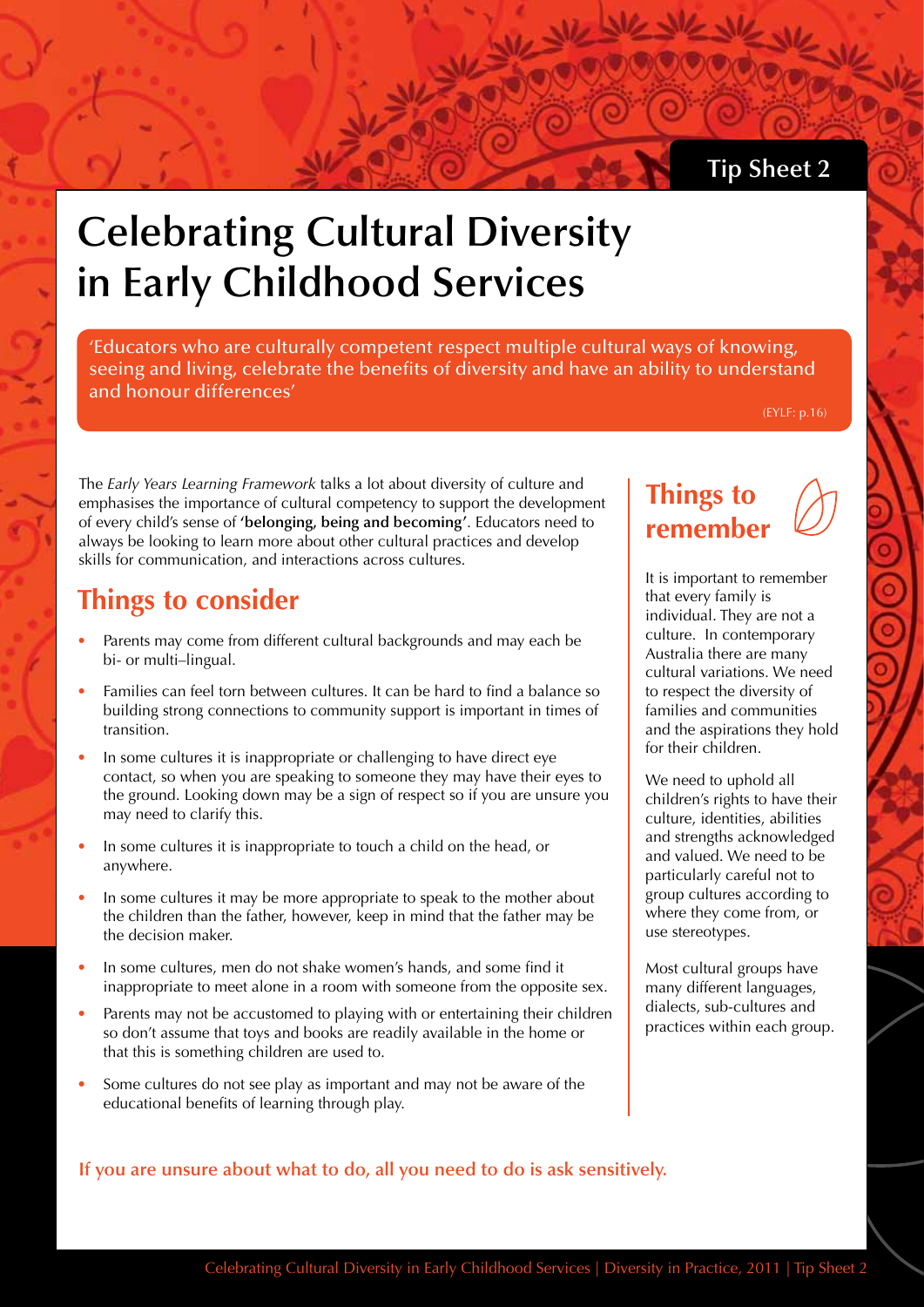Tip Sheet 2

# Celebrating Cultural Diversity in Early Childhood Services

'Educators who are culturally competent respect multiple cultural ways of knowing, seeing and living, celebrate the benefits of diversity and have an ability to understand and honour differences'

(EYLF: p.16)

The *Early Years Learning Framework* talks a lot about diversity of culture and emphasises the importance of cultural competency to support the development of every child's sense of **'belonging, being and becoming'**. Educators need to always be looking to learn more about other cultural practices and develop skills for communication, and interactions across cultures.

## Things to consider

- Parents may come from different cultural backgrounds and may each be bi- or multi–lingual.
- Families can feel torn between cultures. It can be hard to find a balance so building strong connections to community support is important in times of transition.
- In some cultures it is inappropriate or challenging to have direct eye contact, so when you are speaking to someone they may have their eyes to the ground. Looking down may be a sign of respect so if you are unsure you may need to clarify this.
- In some cultures it is inappropriate to touch a child on the head, or anywhere.
- In some cultures it may be more appropriate to speak to the mother about the children than the father, however, keep in mind that the father may be the decision maker.
- In some cultures, men do not shake women's hands, and some find it inappropriate to meet alone in a room with someone from the opposite sex.
- Parents may not be accustomed to playing with or entertaining their children so don't assume that toys and books are readily available in the home or that this is something children are used to.
- Some cultures do not see play as important and may not be aware of the educational benefits of learning through play.

## Things to remember

It is important to remember that every family is individual. They are not a culture. In contemporary Australia there are many cultural variations. We need to respect the diversity of families and communities and the aspirations they hold for their children.

We need to uphold all children's rights to have their culture, identities, abilities and strengths acknowledged and valued. We need to be particularly careful not to group cultures according to where they come from, or use stereotypes.

Most cultural groups have many different languages, dialects, sub-cultures and practices within each group.

**If you are unsure about what to do, all you need to do is ask sensitively.**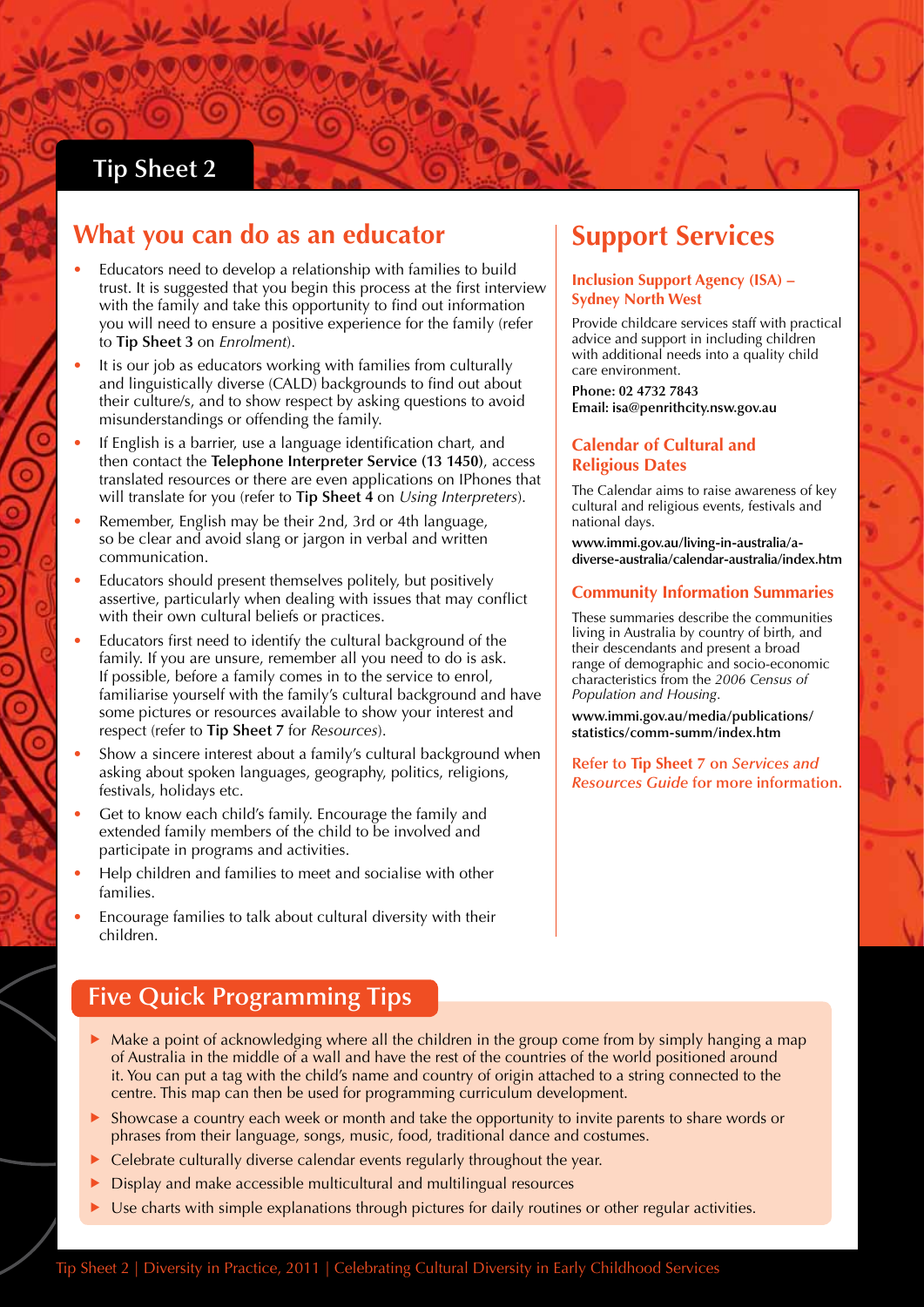Tip Sheet 2

## What you can do as an educator

- Educators need to develop a relationship with families to build trust. It is suggested that you begin this process at the first interview with the family and take this opportunity to find out information you will need to ensure a positive experience for the family (refer to **Tip Sheet 3** on *Enrolment*).
- It is our job as educators working with families from culturally and linguistically diverse (CALD) backgrounds to find out about their culture/s, and to show respect by asking questions to avoid misunderstandings or offending the family.
- If English is a barrier, use a language identification chart, and then contact the **Telephone Interpreter Service (13 1450)**, access translated resources or there are even applications on IPhones that will translate for you (refer to **Tip Sheet 4** on *Using Interpreters*).
- Remember, English may be their 2nd, 3rd or 4th language, so be clear and avoid slang or jargon in verbal and written communication.
- Educators should present themselves politely, but positively assertive, particularly when dealing with issues that may conflict with their own cultural beliefs or practices.
- Educators first need to identify the cultural background of the family. If you are unsure, remember all you need to do is ask. If possible, before a family comes in to the service to enrol, familiarise yourself with the family's cultural background and have some pictures or resources available to show your interest and respect (refer to **Tip Sheet 7** for *Resources*).
- Show a sincere interest about a family's cultural background when asking about spoken languages, geography, politics, religions, festivals, holidays etc.
- Get to know each child's family. Encourage the family and extended family members of the child to be involved and participate in programs and activities.
- Help children and families to meet and socialise with other families.
- Encourage families to talk about cultural diversity with their children.

## Support Services

### Inclusion Support Agency (ISA) – Sydney North West

Provide childcare services staff with practical advice and support in including children with additional needs into a quality child care environment.

**Phone: 02 4732 7843**
**Email: isa@penrithcity.nsw.gov.au**

### Calendar of Cultural and Religious Dates

The Calendar aims to raise awareness of key cultural and religious events, festivals and national days.

**www.immi.gov.au/living-in-australia/a-diverse-australia/calendar-australia/index.htm**

### Community Information Summaries

These summaries describe the communities living in Australia by country of birth, and their descendants and present a broad range of demographic and socio-economic characteristics from the *2006 Census of Population and Housing*.

**www.immi.gov.au/media/publications/statistics/comm-summ/index.htm**

Refer to **Tip Sheet 7** on *Services and Resources Guide* for more information.

## Five Quick Programming Tips

- Make a point of acknowledging where all the children in the group come from by simply hanging a map of Australia in the middle of a wall and have the rest of the countries of the world positioned around it. You can put a tag with the child's name and country of origin attached to a string connected to the centre. This map can then be used for programming curriculum development.
- Showcase a country each week or month and take the opportunity to invite parents to share words or phrases from their language, songs, music, food, traditional dance and costumes.
- Celebrate culturally diverse calendar events regularly throughout the year.
- Display and make accessible multicultural and multilingual resources
- Use charts with simple explanations through pictures for daily routines or other regular activities.